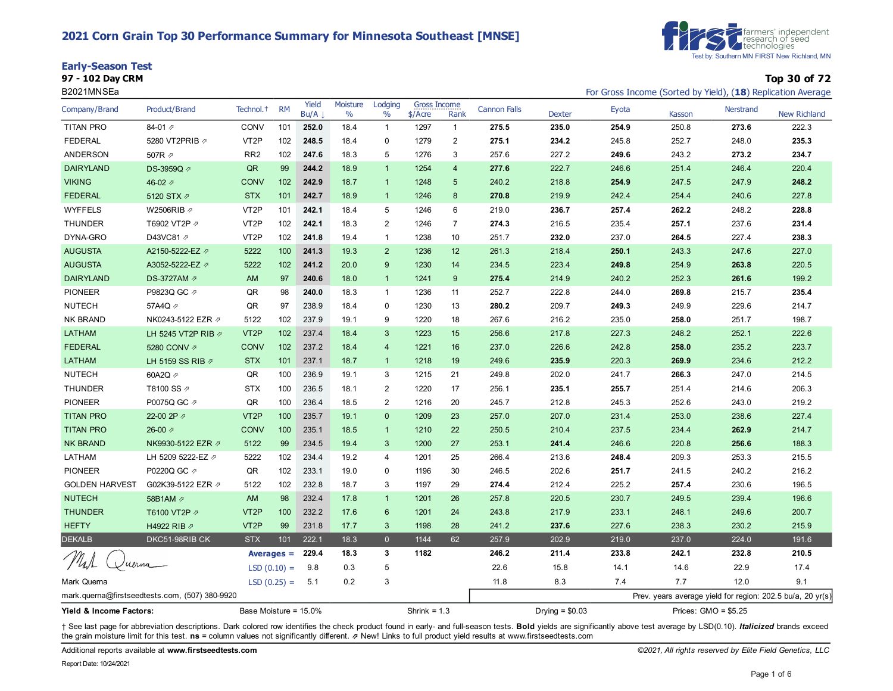# 2021 Corn Grain Top 30 Performance Summary for Minnesota Southeast [MNSE]

farmers' independent research of seed technologies
Test by: Southern MN FIRST New Richland, MN

## Early-Season Test

**97 - 102 Day CRM**

B2021MNSEa

**Top 30 of 72**

For Gross Income (Sorted by Yield), (**18**) Replication Average

| Company/Brand | Product/Brand | Technol.† | RM | Yield Bu/A ↓ | Moisture % | Lodging % | Gross Income $/Acre | Gross Income Rank | Cannon Falls | Dexter | Eyota | Kasson | Nerstrand | New Richland |
|---|---|---|---|---|---|---|---|---|---|---|---|---|---|---|
| TITAN PRO | 84-01 ⇗ | CONV | 101 | **252.0** | 18.4 | 1 | 1297 | 1 | **275.5** | **235.0** | **254.9** | 250.8 | **273.6** | 222.3 |
| FEDERAL | 5280 VT2PRIB ⇗ | VT2P | 102 | **248.5** | 18.4 | 0 | 1279 | 2 | **275.1** | **234.2** | 245.8 | 252.7 | 248.0 | **235.3** |
| ANDERSON | 507R ⇗ | RR2 | 102 | **247.6** | 18.3 | 5 | 1276 | 3 | 257.6 | 227.2 | **249.6** | 243.2 | **273.2** | **234.7** |
| DAIRYLAND | DS-3959Q ⇗ | QR | 99 | **244.2** | 18.9 | 1 | 1254 | 4 | **277.6** | 222.7 | 246.6 | 251.4 | 246.4 | 220.4 |
| VIKING | 46-02 ⇗ | CONV | 102 | **242.9** | 18.7 | 1 | 1248 | 5 | 240.2 | 218.8 | **254.9** | 247.5 | 247.9 | **248.2** |
| FEDERAL | 5120 STX ⇗ | STX | 101 | **242.7** | 18.9 | 1 | 1246 | 8 | **270.8** | 219.9 | 242.4 | 254.4 | 240.6 | 227.8 |
| WYFFELS | W2506RIB ⇗ | VT2P | 101 | **242.1** | 18.4 | 5 | 1246 | 6 | 219.0 | **236.7** | **257.4** | **262.2** | 248.2 | **228.8** |
| THUNDER | T6902 VT2P ⇗ | VT2P | 102 | **242.1** | 18.3 | 2 | 1246 | 7 | **274.3** | 216.5 | 235.4 | **257.1** | 237.6 | **231.4** |
| DYNA-GRO | D43VC81 ⇗ | VT2P | 102 | **241.8** | 19.4 | 1 | 1238 | 10 | 251.7 | **232.0** | 237.0 | **264.5** | 227.4 | **238.3** |
| AUGUSTA | A2150-5222-EZ ⇗ | 5222 | 100 | **241.3** | 19.3 | 2 | 1236 | 12 | 261.3 | 218.4 | **250.1** | 243.3 | 247.6 | 227.0 |
| AUGUSTA | A3052-5222-EZ ⇗ | 5222 | 102 | **241.2** | 20.0 | 9 | 1230 | 14 | 234.5 | 223.4 | **249.8** | 254.9 | **263.8** | 220.5 |
| DAIRYLAND | DS-3727AM ⇗ | AM | 97 | **240.6** | 18.0 | 1 | 1241 | 9 | **275.4** | 214.9 | 240.2 | 252.3 | **261.6** | 199.2 |
| PIONEER | P9823Q GC ⇗ | QR | 98 | **240.0** | 18.3 | 1 | 1236 | 11 | 252.7 | 222.8 | 244.0 | **269.8** | 215.7 | **235.4** |
| NUTECH | 57A4Q ⇗ | QR | 97 | 238.9 | 18.4 | 0 | 1230 | 13 | **280.2** | 209.7 | **249.3** | 249.9 | 229.6 | 214.7 |
| NK BRAND | NK0243-5122 EZR ⇗ | 5122 | 102 | 237.9 | 19.1 | 9 | 1220 | 18 | 267.6 | 216.2 | 235.0 | **258.0** | 251.7 | 198.7 |
| LATHAM | LH 5245 VT2P RIB ⇗ | VT2P | 102 | 237.4 | 18.4 | 3 | 1223 | 15 | 256.6 | 217.8 | 227.3 | 248.2 | 252.1 | 222.6 |
| FEDERAL | 5280 CONV ⇗ | CONV | 102 | 237.2 | 18.4 | 4 | 1221 | 16 | 237.0 | 226.6 | 242.8 | **258.0** | 235.2 | 223.7 |
| LATHAM | LH 5159 SS RIB ⇗ | STX | 101 | 237.1 | 18.7 | 1 | 1218 | 19 | 249.6 | **235.9** | 220.3 | **269.9** | 234.6 | 212.2 |
| NUTECH | 60A2Q ⇗ | QR | 100 | 236.9 | 19.1 | 3 | 1215 | 21 | 249.8 | 202.0 | 241.7 | **266.3** | 247.0 | 214.5 |
| THUNDER | T8100 SS ⇗ | STX | 100 | 236.5 | 18.1 | 2 | 1220 | 17 | 256.1 | **235.1** | **255.7** | 251.4 | 214.6 | 206.3 |
| PIONEER | P0075Q GC ⇗ | QR | 100 | 236.4 | 18.5 | 2 | 1216 | 20 | 245.7 | 212.8 | 245.3 | 252.6 | 243.0 | 219.2 |
| TITAN PRO | 22-00 2P ⇗ | VT2P | 100 | 235.7 | 19.1 | 0 | 1209 | 23 | 257.0 | 207.0 | 231.4 | 253.0 | 238.6 | 227.4 |
| TITAN PRO | 26-00 ⇗ | CONV | 100 | 235.1 | 18.5 | 1 | 1210 | 22 | 250.5 | 210.4 | 237.5 | 234.4 | **262.9** | 214.7 |
| NK BRAND | NK9930-5122 EZR ⇗ | 5122 | 99 | 234.5 | 19.4 | 3 | 1200 | 27 | 253.1 | **241.4** | 246.6 | 220.8 | **256.6** | 188.3 |
| LATHAM | LH 5209 5222-EZ ⇗ | 5222 | 102 | 234.4 | 19.2 | 4 | 1201 | 25 | 266.4 | 213.6 | **248.4** | 209.3 | 253.3 | 215.5 |
| PIONEER | P0220Q GC ⇗ | QR | 102 | 233.1 | 19.0 | 0 | 1196 | 30 | 246.5 | 202.6 | **251.7** | 241.5 | 240.2 | 216.2 |
| GOLDEN HARVEST | G02K39-5122 EZR ⇗ | 5122 | 102 | 232.8 | 18.7 | 3 | 1197 | 29 | **274.4** | 212.4 | 225.2 | **257.4** | 230.6 | 196.5 |
| NUTECH | 58B1AM ⇗ | AM | 98 | 232.4 | 17.8 | 1 | 1201 | 26 | 257.8 | 220.5 | 230.7 | 249.5 | 239.4 | 196.6 |
| THUNDER | T6100 VT2P ⇗ | VT2P | 100 | 232.2 | 17.6 | 6 | 1201 | 24 | 243.8 | 217.9 | 233.1 | 248.1 | 249.6 | 200.7 |
| HEFTY | H4922 RIB ⇗ | VT2P | 99 | 231.8 | 17.7 | 3 | 1198 | 28 | 241.2 | **237.6** | 227.6 | 238.3 | 230.2 | 215.9 |
| DEKALB | DKC51-98RIB CK | STX | 101 | 222.1 | 18.3 | 0 | 1144 | 62 | 257.9 | 202.9 | 219.0 | 237.0 | 224.0 | 191.6 |
| | | | | **Averages = 229.4** | **18.3** | **3** | **1182** | | **246.2** | **211.4** | **233.8** | **242.1** | **232.8** | **210.5** |
| | | | | LSD (0.10) = 9.8 | 0.3 | 5 | | | 22.6 | 15.8 | 14.1 | 14.6 | 22.9 | 17.4 |
| | | | | LSD (0.25) = 5.1 | 0.2 | 3 | | | 11.8 | 8.3 | 7.4 | 7.7 | 12.0 | 9.1 |

Mark Querna
mark.querna@firstseedtests.com, (507) 380-9920

Prev. years average yield for region: 202.5 bu/a, 20 yr(s)

**Yield & Income Factors:** Base Moisture = 15.0% Shrink = 1.3 Drying = $0.03 Prices: GMO = $5.25

† See last page for abbreviation descriptions. Dark colored row identifies the check product found in early- and full-season tests. **Bold** yields are significantly above test average by LSD(0.10). ***Italicized*** brands exceed the grain moisture limit for this test. **ns** = column values not significantly different. ⇗ New! Links to full product yield results at www.firstseedtests.com

Additional reports available at **www.firstseedtests.com**

*©2021, All rights reserved by Elite Field Genetics, LLC*

Report Date: 10/24/2021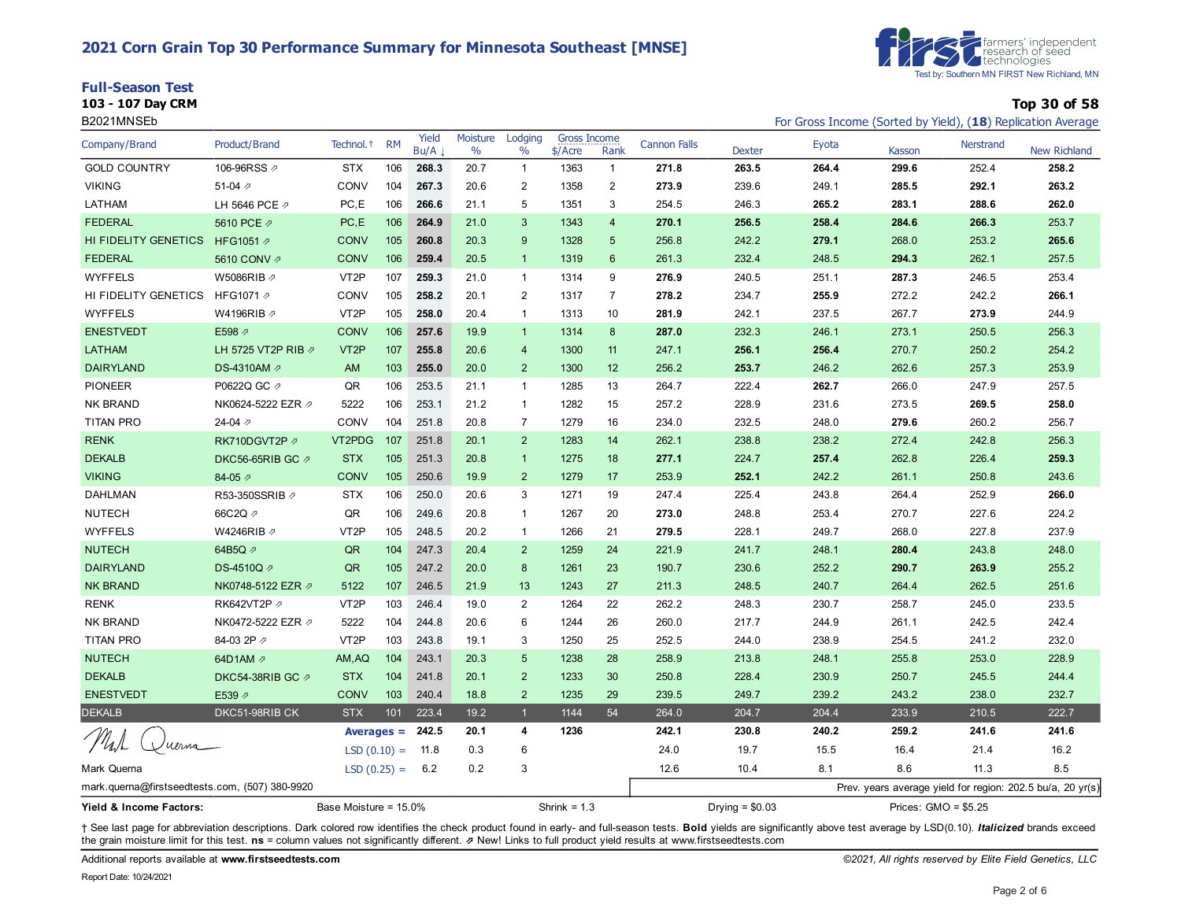# 2021 Corn Grain Top 30 Performance Summary for Minnesota Southeast [MNSE]

Test by: Southern MN FIRST New Richland, MN

## Full-Season Test

**103 - 107 Day CRM**

B2021MNSEb

**Top 30 of 58**

For Gross Income (Sorted by Yield), (**18**) Replication Average

| Company/Brand | Product/Brand | Technol.† | RM | Yield Bu/A ↓ | Moisture % | Lodging % | Gross Income $/Acre | Gross Income Rank | Cannon Falls | Dexter | Eyota | Kasson | Nerstrand | New Richland |
|---|---|---|---|---|---|---|---|---|---|---|---|---|---|---|
| GOLD COUNTRY | 106-96RSS ⇗ | STX | 106 | **268.3** | 20.7 | 1 | 1363 | 1 | **271.8** | **263.5** | **264.4** | **299.6** | 252.4 | **258.2** |
| VIKING | 51-04 ⇗ | CONV | 104 | **267.3** | 20.6 | 2 | 1358 | 2 | **273.9** | 239.6 | 249.1 | **285.5** | **292.1** | **263.2** |
| LATHAM | LH 5646 PCE ⇗ | PC,E | 106 | **266.6** | 21.1 | 5 | 1351 | 3 | 254.5 | 246.3 | **265.2** | **283.1** | **288.6** | **262.0** |
| FEDERAL | 5610 PCE ⇗ | PC,E | 106 | **264.9** | 21.0 | 3 | 1343 | 4 | **270.1** | **256.5** | **258.4** | **284.6** | **266.3** | 253.7 |
| HI FIDELITY GENETICS | HFG1051 ⇗ | CONV | 105 | **260.8** | 20.3 | 9 | 1328 | 5 | 256.8 | 242.2 | **279.1** | 268.0 | 253.2 | **265.6** |
| FEDERAL | 5610 CONV ⇗ | CONV | 106 | **259.4** | 20.5 | 1 | 1319 | 6 | 261.3 | 232.4 | 248.5 | **294.3** | 262.1 | 257.5 |
| WYFFELS | W5086RIB ⇗ | VT2P | 107 | **259.3** | 21.0 | 1 | 1314 | 9 | **276.9** | 240.5 | 251.1 | **287.3** | 246.5 | 253.4 |
| HI FIDELITY GENETICS | HFG1071 ⇗ | CONV | 105 | **258.2** | 20.1 | 2 | 1317 | 7 | **278.2** | 234.7 | **255.9** | 272.2 | 242.2 | **266.1** |
| WYFFELS | W4196RIB ⇗ | VT2P | 105 | **258.0** | 20.4 | 1 | 1313 | 10 | **281.9** | 242.1 | 237.5 | 267.7 | **273.9** | 244.9 |
| ENESTVEDT | E598 ⇗ | CONV | 106 | **257.6** | 19.9 | 1 | 1314 | 8 | **287.0** | 232.3 | 246.1 | 273.1 | 250.5 | 256.3 |
| LATHAM | LH 5725 VT2P RIB ⇗ | VT2P | 107 | **255.8** | 20.6 | 4 | 1300 | 11 | 247.1 | **256.1** | **256.4** | 270.7 | 250.2 | 254.2 |
| DAIRYLAND | DS-4310AM ⇗ | AM | 103 | **255.0** | 20.0 | 2 | 1300 | 12 | 256.2 | **253.7** | 246.2 | 262.6 | 257.3 | 253.9 |
| PIONEER | P0622Q GC ⇗ | QR | 106 | 253.5 | 21.1 | 1 | 1285 | 13 | 264.7 | 222.4 | **262.7** | 266.0 | 247.9 | 257.5 |
| NK BRAND | NK0624-5222 EZR ⇗ | 5222 | 106 | 253.1 | 21.2 | 1 | 1282 | 15 | 257.2 | 228.9 | 231.6 | 273.5 | **269.5** | **258.0** |
| TITAN PRO | 24-04 ⇗ | CONV | 104 | 251.8 | 20.8 | 7 | 1279 | 16 | 234.0 | 232.5 | 248.0 | **279.6** | 260.2 | 256.7 |
| RENK | RK710DGVT2P ⇗ | VT2PDG | 107 | 251.8 | 20.1 | 2 | 1283 | 14 | 262.1 | 238.8 | 238.2 | 272.4 | 242.8 | 256.3 |
| DEKALB | DKC56-65RIB GC ⇗ | STX | 105 | 251.3 | 20.8 | 1 | 1275 | 18 | **277.1** | 224.7 | **257.4** | 262.8 | 226.4 | **259.3** |
| VIKING | 84-05 ⇗ | CONV | 105 | 250.6 | 19.9 | 2 | 1279 | 17 | 253.9 | **252.1** | 242.2 | 261.1 | 250.8 | 243.6 |
| DAHLMAN | R53-350SSRIB ⇗ | STX | 106 | 250.0 | 20.6 | 3 | 1271 | 19 | 247.4 | 225.4 | 243.8 | 264.4 | 252.9 | **266.0** |
| NUTECH | 66C2Q ⇗ | QR | 106 | 249.6 | 20.8 | 1 | 1267 | 20 | **273.0** | 248.8 | 253.4 | 270.7 | 227.6 | 224.2 |
| WYFFELS | W4246RIB ⇗ | VT2P | 105 | 248.5 | 20.2 | 1 | 1266 | 21 | **279.5** | 228.1 | 249.7 | 268.0 | 227.8 | 237.9 |
| NUTECH | 64B5Q ⇗ | QR | 104 | 247.3 | 20.4 | 2 | 1259 | 24 | 221.9 | 241.7 | 248.1 | **280.4** | 243.8 | 248.0 |
| DAIRYLAND | DS-4510Q ⇗ | QR | 105 | 247.2 | 20.0 | 8 | 1261 | 23 | 190.7 | 230.6 | 252.2 | **290.7** | **263.9** | 255.2 |
| NK BRAND | NK0748-5122 EZR ⇗ | 5122 | 107 | 246.5 | 21.9 | 13 | 1243 | 27 | 211.3 | 248.5 | 240.7 | 264.4 | 262.5 | 251.6 |
| RENK | RK642VT2P ⇗ | VT2P | 103 | 246.4 | 19.0 | 2 | 1264 | 22 | 262.2 | 248.3 | 230.7 | 258.7 | 245.0 | 233.5 |
| NK BRAND | NK0472-5222 EZR ⇗ | 5222 | 104 | 244.8 | 20.6 | 6 | 1244 | 26 | 260.0 | 217.7 | 244.9 | 261.1 | 242.5 | 242.4 |
| TITAN PRO | 84-03 2P ⇗ | VT2P | 103 | 243.8 | 19.1 | 3 | 1250 | 25 | 252.5 | 244.0 | 238.9 | 254.5 | 241.2 | 232.0 |
| NUTECH | 64D1AM ⇗ | AM,AQ | 104 | 243.1 | 20.3 | 5 | 1238 | 28 | 258.9 | 213.8 | 248.1 | 255.8 | 253.0 | 228.9 |
| DEKALB | DKC54-38RIB GC ⇗ | STX | 104 | 241.8 | 20.1 | 2 | 1233 | 30 | 250.8 | 228.4 | 230.9 | 250.7 | 245.5 | 244.4 |
| ENESTVEDT | E539 ⇗ | CONV | 103 | 240.4 | 18.8 | 2 | 1235 | 29 | 239.5 | 249.7 | 239.2 | 243.2 | 238.0 | 232.7 |
| DEKALB | DKC51-98RIB CK | STX | 101 | 223.4 | 19.2 | 1 | 1144 | 54 | 264.0 | 204.7 | 204.4 | 233.9 | 210.5 | 222.7 |
| | | **Averages =** | | **242.5** | **20.1** | **4** | **1236** | | **242.1** | **230.8** | **240.2** | **259.2** | **241.6** | **241.6** |
| | | LSD (0.10) = | | 11.8 | 0.3 | 6 | | | 24.0 | 19.7 | 15.5 | 16.4 | 21.4 | 16.2 |
| | | LSD (0.25) = | | 6.2 | 0.2 | 3 | | | 12.6 | 10.4 | 8.1 | 8.6 | 11.3 | 8.5 |

Mark Querna

mark.querna@firstseedtests.com, (507) 380-9920

Prev. years average yield for region: 202.5 bu/a, 20 yr(s)

**Yield & Income Factors:** Base Moisture = 15.0% Shrink = 1.3 Drying = $0.03 Prices: GMO = $5.25

† See last page for abbreviation descriptions. Dark colored row identifies the check product found in early- and full-season tests. **Bold** yields are significantly above test average by LSD(0.10). ***Italicized*** brands exceed the grain moisture limit for this test. **ns** = column values not significantly different. ⇗ New! Links to full product yield results at www.firstseedtests.com

Additional reports available at **www.firstseedtests.com**

*©2021, All rights reserved by Elite Field Genetics, LLC*

Report Date: 10/24/2021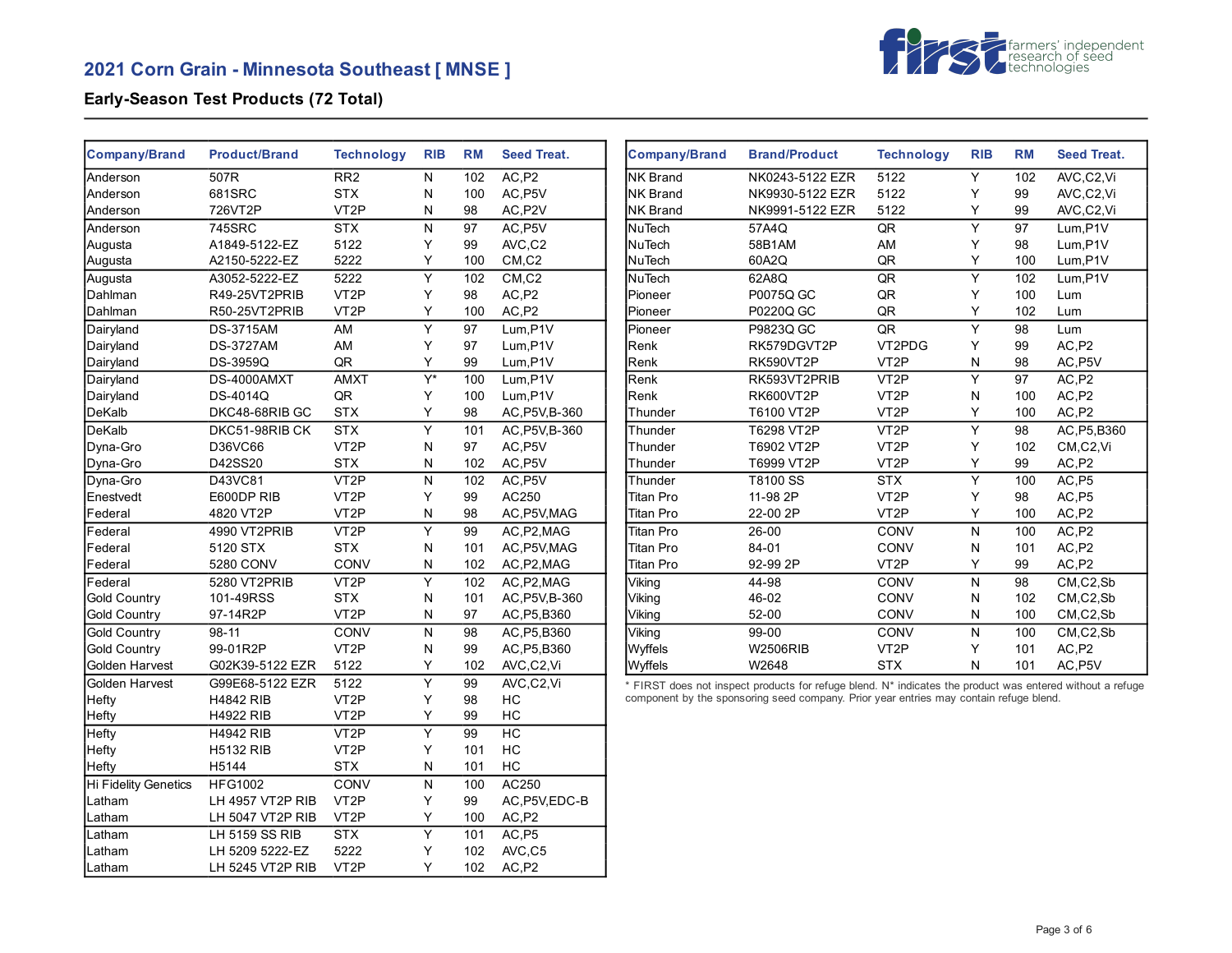## 2021 Corn Grain - Minnesota Southeast [ MNSE ]

### Early-Season Test Products (72 Total)

| Company/Brand | Product/Brand | Technology | RIB | RM | Seed Treat. |
|---|---|---|---|---|---|
| Anderson | 507R | RR2 | N | 102 | AC,P2 |
| Anderson | 681SRC | STX | N | 100 | AC,P5V |
| Anderson | 726VT2P | VT2P | N | 98 | AC,P2V |
| Anderson | 745SRC | STX | N | 97 | AC,P5V |
| Augusta | A1849-5122-EZ | 5122 | Y | 99 | AVC,C2 |
| Augusta | A2150-5222-EZ | 5222 | Y | 100 | CM,C2 |
| Augusta | A3052-5222-EZ | 5222 | Y | 102 | CM,C2 |
| Dahlman | R49-25VT2PRIB | VT2P | Y | 98 | AC,P2 |
| Dahlman | R50-25VT2PRIB | VT2P | Y | 100 | AC,P2 |
| Dairyland | DS-3715AM | AM | Y | 97 | Lum,P1V |
| Dairyland | DS-3727AM | AM | Y | 97 | Lum,P1V |
| Dairyland | DS-3959Q | QR | Y | 99 | Lum,P1V |
| Dairyland | DS-4000AMXT | AMXT | Y* | 100 | Lum,P1V |
| Dairyland | DS-4014Q | QR | Y | 100 | Lum,P1V |
| DeKalb | DKC48-68RIB GC | STX | Y | 98 | AC,P5V,B-360 |
| DeKalb | DKC51-98RIB CK | STX | Y | 101 | AC,P5V,B-360 |
| Dyna-Gro | D36VC66 | VT2P | N | 97 | AC,P5V |
| Dyna-Gro | D42SS20 | STX | N | 102 | AC,P5V |
| Dyna-Gro | D43VC81 | VT2P | N | 102 | AC,P5V |
| Enestvedt | E600DP RIB | VT2P | Y | 99 | AC250 |
| Federal | 4820 VT2P | VT2P | N | 98 | AC,P5V,MAG |
| Federal | 4990 VT2PRIB | VT2P | Y | 99 | AC,P2,MAG |
| Federal | 5120 STX | STX | N | 101 | AC,P5V,MAG |
| Federal | 5280 CONV | CONV | N | 102 | AC,P2,MAG |
| Federal | 5280 VT2PRIB | VT2P | Y | 102 | AC,P2,MAG |
| Gold Country | 101-49RSS | STX | N | 101 | AC,P5V,B-360 |
| Gold Country | 97-14R2P | VT2P | N | 97 | AC,P5,B360 |
| Gold Country | 98-11 | CONV | N | 98 | AC,P5,B360 |
| Gold Country | 99-01R2P | VT2P | N | 99 | AC,P5,B360 |
| Golden Harvest | G02K39-5122 EZR | 5122 | Y | 102 | AVC,C2,Vi |
| Golden Harvest | G99E68-5122 EZR | 5122 | Y | 99 | AVC,C2,Vi |
| Hefty | H4842 RIB | VT2P | Y | 98 | HC |
| Hefty | H4922 RIB | VT2P | Y | 99 | HC |
| Hefty | H4942 RIB | VT2P | Y | 99 | HC |
| Hefty | H5132 RIB | VT2P | Y | 101 | HC |
| Hefty | H5144 | STX | N | 101 | HC |
| Hi Fidelity Genetics | HFG1002 | CONV | N | 100 | AC250 |
| Latham | LH 4957 VT2P RIB | VT2P | Y | 99 | AC,P5V,EDC-B |
| Latham | LH 5047 VT2P RIB | VT2P | Y | 100 | AC,P2 |
| Latham | LH 5159 SS RIB | STX | Y | 101 | AC,P5 |
| Latham | LH 5209 5222-EZ | 5222 | Y | 102 | AVC,C5 |
| Latham | LH 5245 VT2P RIB | VT2P | Y | 102 | AC,P2 |

| Company/Brand | Brand/Product | Technology | RIB | RM | Seed Treat. |
|---|---|---|---|---|---|
| NK Brand | NK0243-5122 EZR | 5122 | Y | 102 | AVC,C2,Vi |
| NK Brand | NK9930-5122 EZR | 5122 | Y | 99 | AVC,C2,Vi |
| NK Brand | NK9991-5122 EZR | 5122 | Y | 99 | AVC,C2,Vi |
| NuTech | 57A4Q | QR | Y | 97 | Lum,P1V |
| NuTech | 58B1AM | AM | Y | 98 | Lum,P1V |
| NuTech | 60A2Q | QR | Y | 100 | Lum,P1V |
| NuTech | 62A8Q | QR | Y | 102 | Lum,P1V |
| Pioneer | P0075Q GC | QR | Y | 100 | Lum |
| Pioneer | P0220Q GC | QR | Y | 102 | Lum |
| Pioneer | P9823Q GC | QR | Y | 98 | Lum |
| Renk | RK579DGVT2P | VT2PDG | Y | 99 | AC,P2 |
| Renk | RK590VT2P | VT2P | N | 98 | AC,P5V |
| Renk | RK593VT2PRIB | VT2P | Y | 97 | AC,P2 |
| Renk | RK600VT2P | VT2P | N | 100 | AC,P2 |
| Thunder | T6100 VT2P | VT2P | Y | 100 | AC,P2 |
| Thunder | T6298 VT2P | VT2P | Y | 98 | AC,P5,B360 |
| Thunder | T6902 VT2P | VT2P | Y | 102 | CM,C2,Vi |
| Thunder | T6999 VT2P | VT2P | Y | 99 | AC,P2 |
| Thunder | T8100 SS | STX | Y | 100 | AC,P5 |
| Titan Pro | 11-98 2P | VT2P | Y | 98 | AC,P5 |
| Titan Pro | 22-00 2P | VT2P | Y | 100 | AC,P2 |
| Titan Pro | 26-00 | CONV | N | 100 | AC,P2 |
| Titan Pro | 84-01 | CONV | N | 101 | AC,P2 |
| Titan Pro | 92-99 2P | VT2P | Y | 99 | AC,P2 |
| Viking | 44-98 | CONV | N | 98 | CM,C2,Sb |
| Viking | 46-02 | CONV | N | 102 | CM,C2,Sb |
| Viking | 52-00 | CONV | N | 100 | CM,C2,Sb |
| Viking | 99-00 | CONV | N | 100 | CM,C2,Sb |
| Wyffels | W2506RIB | VT2P | Y | 101 | AC,P2 |
| Wyffels | W2648 | STX | N | 101 | AC,P5V |

* FIRST does not inspect products for refuge blend. N* indicates the product was entered without a refuge component by the sponsoring seed company. Prior year entries may contain refuge blend.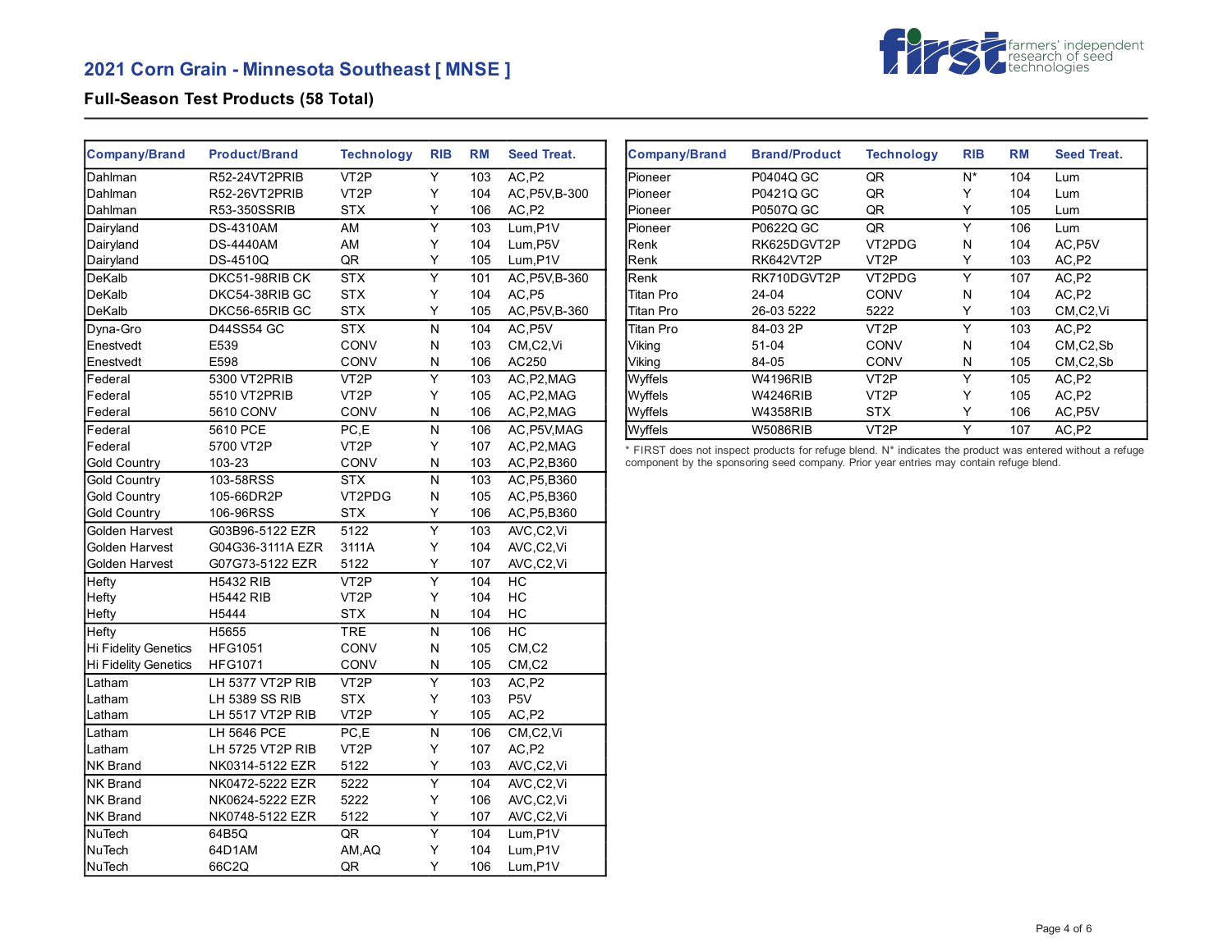# 2021 Corn Grain - Minnesota Southeast [ MNSE ]

## Full-Season Test Products (58 Total)

| Company/Brand | Product/Brand | Technology | RIB | RM | Seed Treat. |
|---|---|---|---|---|---|
| Dahlman | R52-24VT2PRIB | VT2P | Y | 103 | AC,P2 |
| Dahlman | R52-26VT2PRIB | VT2P | Y | 104 | AC,P5V,B-300 |
| Dahlman | R53-350SSRIB | STX | Y | 106 | AC,P2 |
| Dairyland | DS-4310AM | AM | Y | 103 | Lum,P1V |
| Dairyland | DS-4440AM | AM | Y | 104 | Lum,P5V |
| Dairyland | DS-4510Q | QR | Y | 105 | Lum,P1V |
| DeKalb | DKC51-98RIB CK | STX | Y | 101 | AC,P5V,B-360 |
| DeKalb | DKC54-38RIB GC | STX | Y | 104 | AC,P5 |
| DeKalb | DKC56-65RIB GC | STX | Y | 105 | AC,P5V,B-360 |
| Dyna-Gro | D44SS54 GC | STX | N | 104 | AC,P5V |
| Enestvedt | E539 | CONV | N | 103 | CM,C2,Vi |
| Enestvedt | E598 | CONV | N | 106 | AC250 |
| Federal | 5300 VT2PRIB | VT2P | Y | 103 | AC,P2,MAG |
| Federal | 5510 VT2PRIB | VT2P | Y | 105 | AC,P2,MAG |
| Federal | 5610 CONV | CONV | N | 106 | AC,P2,MAG |
| Federal | 5610 PCE | PC,E | N | 106 | AC,P5V,MAG |
| Federal | 5700 VT2P | VT2P | Y | 107 | AC,P2,MAG |
| Gold Country | 103-23 | CONV | N | 103 | AC,P2,B360 |
| Gold Country | 103-58RSS | STX | N | 103 | AC,P5,B360 |
| Gold Country | 105-66DR2P | VT2PDG | N | 105 | AC,P5,B360 |
| Gold Country | 106-96RSS | STX | Y | 106 | AC,P5,B360 |
| Golden Harvest | G03B96-5122 EZR | 5122 | Y | 103 | AVC,C2,Vi |
| Golden Harvest | G04G36-3111A EZR | 3111A | Y | 104 | AVC,C2,Vi |
| Golden Harvest | G07G73-5122 EZR | 5122 | Y | 107 | AVC,C2,Vi |
| Hefty | H5432 RIB | VT2P | Y | 104 | HC |
| Hefty | H5442 RIB | VT2P | Y | 104 | HC |
| Hefty | H5444 | STX | N | 104 | HC |
| Hefty | H5655 | TRE | N | 106 | HC |
| Hi Fidelity Genetics | HFG1051 | CONV | N | 105 | CM,C2 |
| Hi Fidelity Genetics | HFG1071 | CONV | N | 105 | CM,C2 |
| Latham | LH 5377 VT2P RIB | VT2P | Y | 103 | AC,P2 |
| Latham | LH 5389 SS RIB | STX | Y | 103 | P5V |
| Latham | LH 5517 VT2P RIB | VT2P | Y | 105 | AC,P2 |
| Latham | LH 5646 PCE | PC,E | N | 106 | CM,C2,Vi |
| Latham | LH 5725 VT2P RIB | VT2P | Y | 107 | AC,P2 |
| NK Brand | NK0314-5122 EZR | 5122 | Y | 103 | AVC,C2,Vi |
| NK Brand | NK0472-5222 EZR | 5222 | Y | 104 | AVC,C2,Vi |
| NK Brand | NK0624-5222 EZR | 5222 | Y | 106 | AVC,C2,Vi |
| NK Brand | NK0748-5122 EZR | 5122 | Y | 107 | AVC,C2,Vi |
| NuTech | 64B5Q | QR | Y | 104 | Lum,P1V |
| NuTech | 64D1AM | AM,AQ | Y | 104 | Lum,P1V |
| NuTech | 66C2Q | QR | Y | 106 | Lum,P1V |
| Pioneer | P0404Q GC | QR | N* | 104 | Lum |
| Pioneer | P0421Q GC | QR | Y | 104 | Lum |
| Pioneer | P0507Q GC | QR | Y | 105 | Lum |
| Pioneer | P0622Q GC | QR | Y | 106 | Lum |
| Renk | RK625DGVT2P | VT2PDG | N | 104 | AC,P5V |
| Renk | RK642VT2P | VT2P | Y | 103 | AC,P2 |
| Renk | RK710DGVT2P | VT2PDG | Y | 107 | AC,P2 |
| Titan Pro | 24-04 | CONV | N | 104 | AC,P2 |
| Titan Pro | 26-03 5222 | 5222 | Y | 103 | CM,C2,Vi |
| Titan Pro | 84-03 2P | VT2P | Y | 103 | AC,P2 |
| Viking | 51-04 | CONV | N | 104 | CM,C2,Sb |
| Viking | 84-05 | CONV | N | 105 | CM,C2,Sb |
| Wyffels | W4196RIB | VT2P | Y | 105 | AC,P2 |
| Wyffels | W4246RIB | VT2P | Y | 105 | AC,P2 |
| Wyffels | W4358RIB | STX | Y | 106 | AC,P5V |
| Wyffels | W5086RIB | VT2P | Y | 107 | AC,P2 |

* FIRST does not inspect products for refuge blend. N* indicates the product was entered without a refuge component by the sponsoring seed company. Prior year entries may contain refuge blend.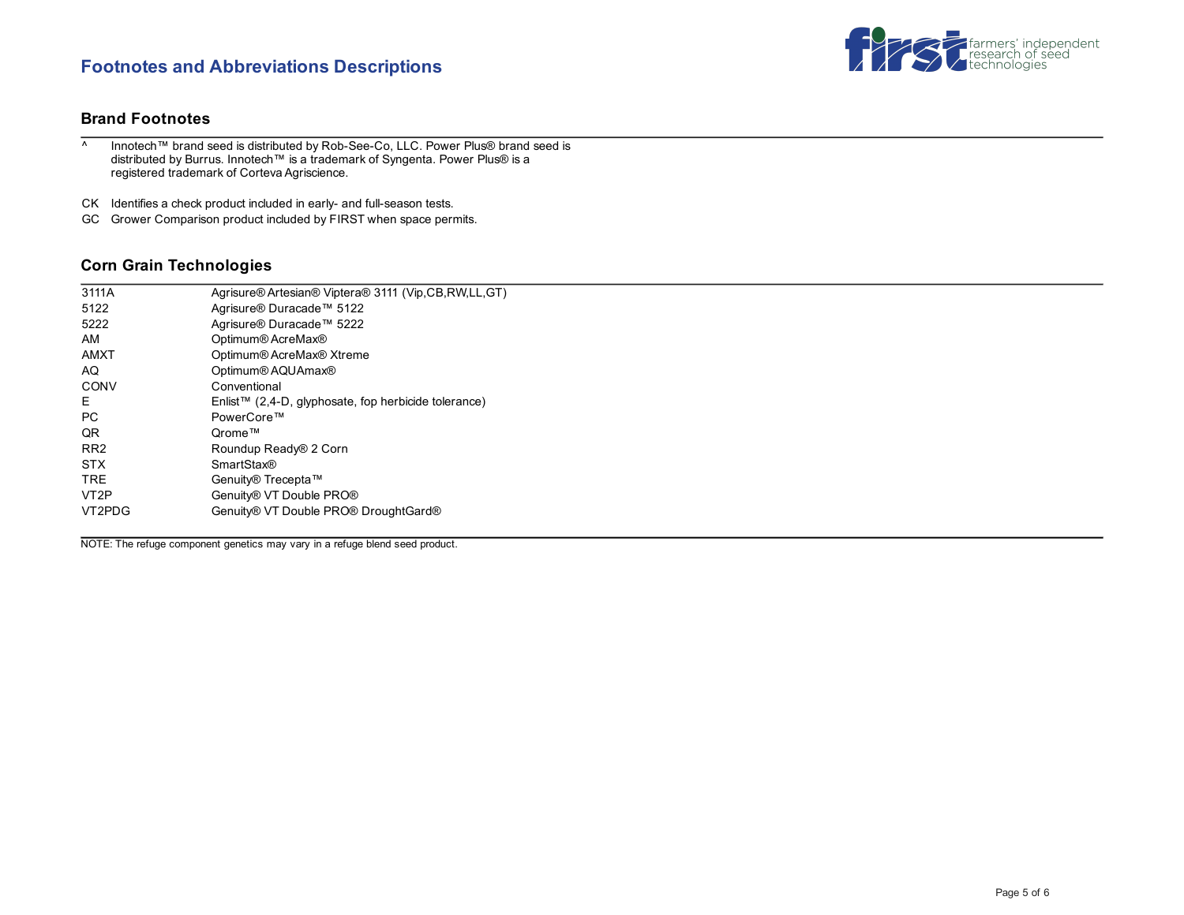# Footnotes and Abbreviations Descriptions

## Brand Footnotes

^ Innotech™ brand seed is distributed by Rob-See-Co, LLC. Power Plus® brand seed is distributed by Burrus. Innotech™ is a trademark of Syngenta. Power Plus® is a registered trademark of Corteva Agriscience.

CK Identifies a check product included in early- and full-season tests.

GC Grower Comparison product included by FIRST when space permits.

## Corn Grain Technologies

| | |
|---|---|
| 3111A | Agrisure® Artesian® Viptera® 3111 (Vip,CB,RW,LL,GT) |
| 5122 | Agrisure® Duracade™ 5122 |
| 5222 | Agrisure® Duracade™ 5222 |
| AM | Optimum® AcreMax® |
| AMXT | Optimum® AcreMax® Xtreme |
| AQ | Optimum® AQUAmax® |
| CONV | Conventional |
| E | Enlist™ (2,4-D, glyphosate, fop herbicide tolerance) |
| PC | PowerCore™ |
| QR | Qrome™ |
| RR2 | Roundup Ready® 2 Corn |
| STX | SmartStax® |
| TRE | Genuity® Trecepta™ |
| VT2P | Genuity® VT Double PRO® |
| VT2PDG | Genuity® VT Double PRO® DroughtGard® |

NOTE: The refuge component genetics may vary in a refuge blend seed product.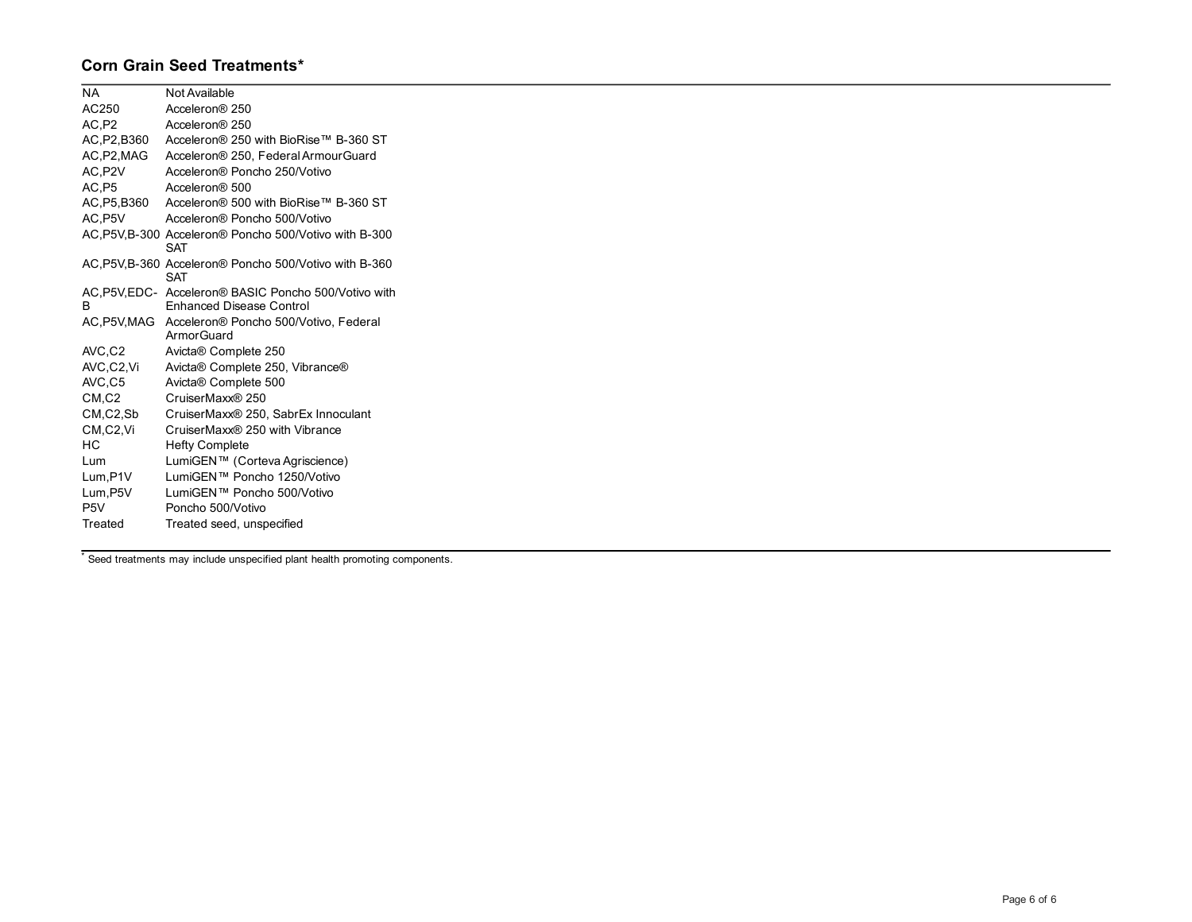## Corn Grain Seed Treatments*

| | |
|---|---|
| NA | Not Available |
| AC250 | Acceleron® 250 |
| AC,P2 | Acceleron® 250 |
| AC,P2,B360 | Acceleron® 250 with BioRise™ B-360 ST |
| AC,P2,MAG | Acceleron® 250, Federal ArmourGuard |
| AC,P2V | Acceleron® Poncho 250/Votivo |
| AC,P5 | Acceleron® 500 |
| AC,P5,B360 | Acceleron® 500 with BioRise™ B-360 ST |
| AC,P5V | Acceleron® Poncho 500/Votivo |
| AC,P5V,B-300 | Acceleron® Poncho 500/Votivo with B-300 SAT |
| AC,P5V,B-360 | Acceleron® Poncho 500/Votivo with B-360 SAT |
| AC,P5V,EDC-B | Acceleron® BASIC Poncho 500/Votivo with Enhanced Disease Control |
| AC,P5V,MAG | Acceleron® Poncho 500/Votivo, Federal ArmorGuard |
| AVC,C2 | Avicta® Complete 250 |
| AVC,C2,Vi | Avicta® Complete 250, Vibrance® |
| AVC,C5 | Avicta® Complete 500 |
| CM,C2 | CruiserMaxx® 250 |
| CM,C2,Sb | CruiserMaxx® 250, SabrEx Innoculant |
| CM,C2,Vi | CruiserMaxx® 250 with Vibrance |
| HC | Hefty Complete |
| Lum | LumiGEN™ (Corteva Agriscience) |
| Lum,P1V | LumiGEN™ Poncho 1250/Votivo |
| Lum,P5V | LumiGEN™ Poncho 500/Votivo |
| P5V | Poncho 500/Votivo |
| Treated | Treated seed, unspecified |

* Seed treatments may include unspecified plant health promoting components.